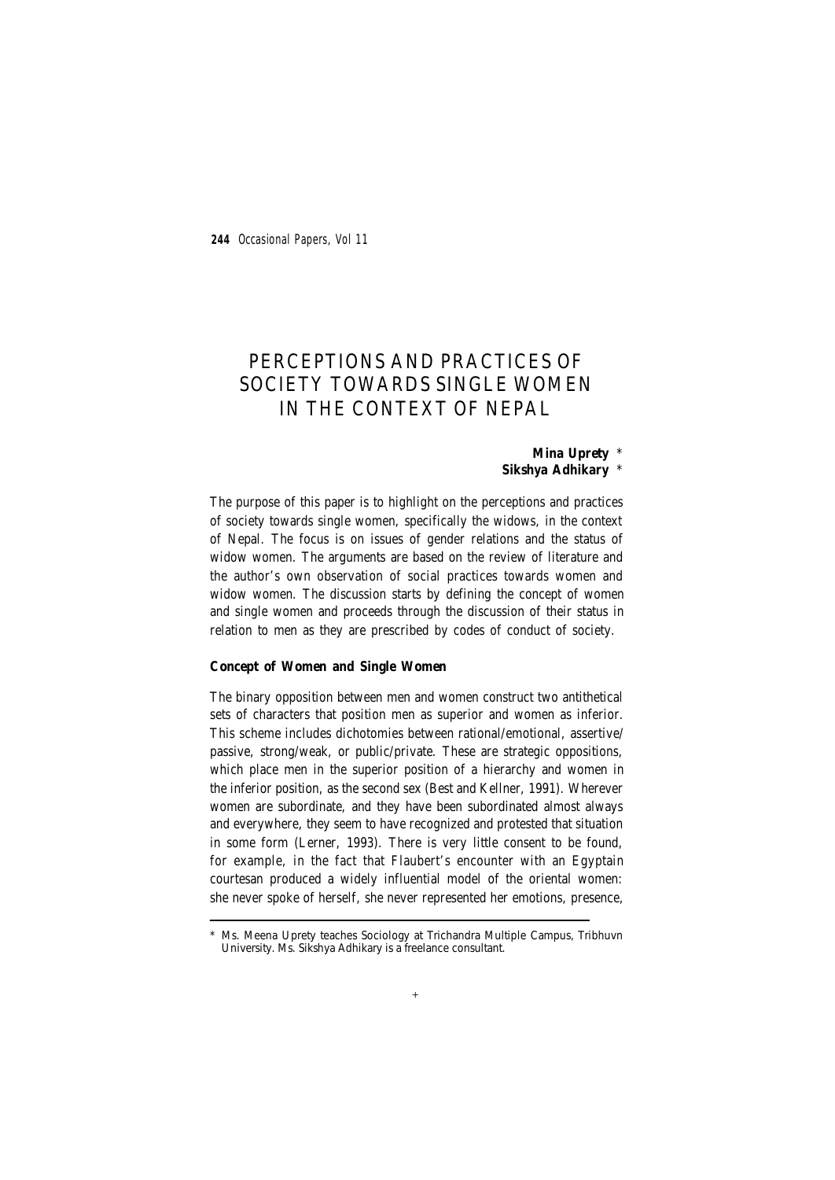# PERCEPTIONS AND PRACTICES OF SOCIETY TOWARDS SINGLE WOMEN IN THE CONTEXT OF NEPAL

**Mina Uprety** *
**Sikshya Adhikary** *

The purpose of this paper is to highlight on the perceptions and practices of society towards single women, specifically the widows, in the context of Nepal. The focus is on issues of gender relations and the status of widow women. The arguments are based on the review of literature and the author's own observation of social practices towards women and widow women. The discussion starts by defining the concept of women and single women and proceeds through the discussion of their status in relation to men as they are prescribed by codes of conduct of society.

## Concept of Women and Single Women

The binary opposition between men and women construct two antithetical sets of characters that position men as superior and women as inferior. This scheme includes dichotomies between rational/emotional, assertive/ passive, strong/weak, or public/private. These are strategic oppositions, which place men in the superior position of a hierarchy and women in the inferior position, as the second sex (Best and Kellner, 1991). Wherever women are subordinate, and they have been subordinated almost always and everywhere, they seem to have recognized and protested that situation in some form (Lerner, 1993). There is very little consent to be found, for example, in the fact that Flaubert's encounter with an Egyptain courtesan produced a widely influential model of the oriental women: she never spoke of herself, she never represented her emotions, presence,

---

* Ms. Meena Uprety teaches Sociology at Trichandra Multiple Campus, Tribhuvn University. Ms. Sikshya Adhikary is a freelance consultant.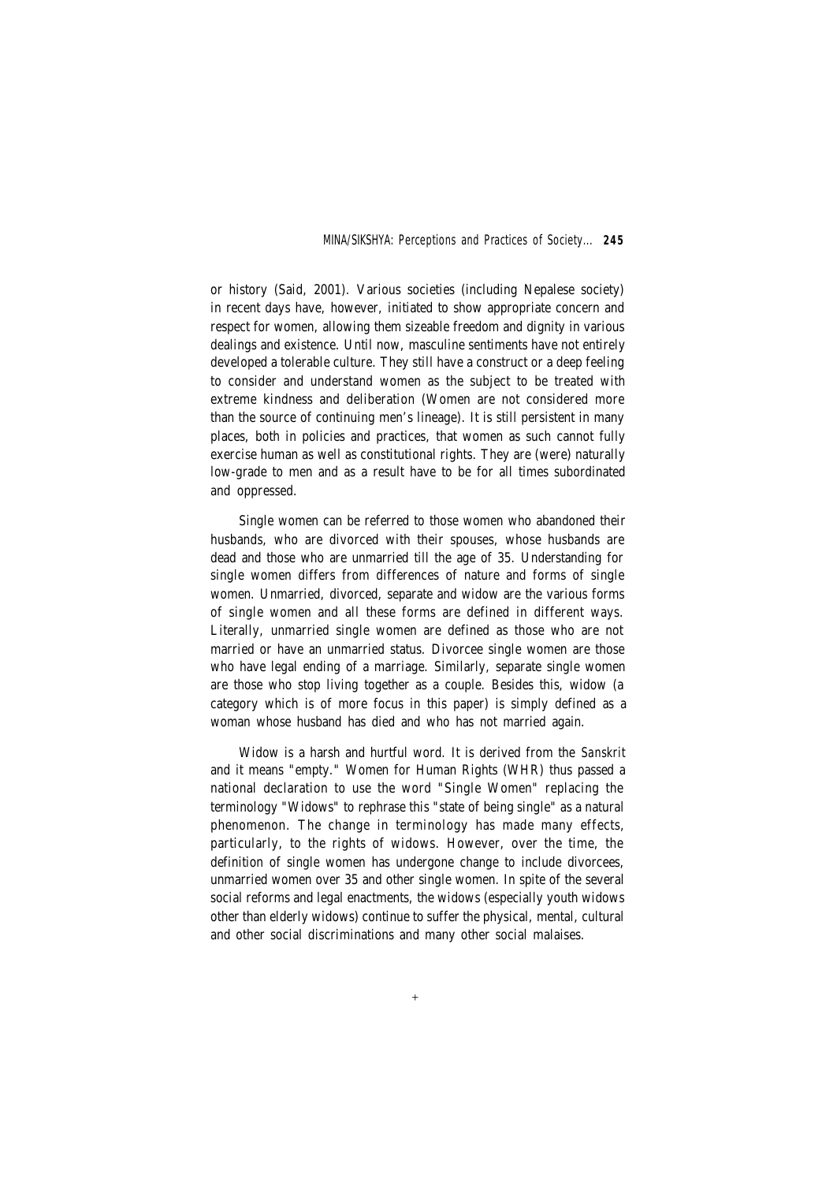or history (Said, 2001). Various societies (including Nepalese society) in recent days have, however, initiated to show appropriate concern and respect for women, allowing them sizeable freedom and dignity in various dealings and existence. Until now, masculine sentiments have not entirely developed a tolerable culture. They still have a construct or a deep feeling to consider and understand women as the subject to be treated with extreme kindness and deliberation (Women are not considered more than the source of continuing men's lineage). It is still persistent in many places, both in policies and practices, that women as such cannot fully exercise human as well as constitutional rights. They are (were) naturally low-grade to men and as a result have to be for all times subordinated and oppressed.

Single women can be referred to those women who abandoned their husbands, who are divorced with their spouses, whose husbands are dead and those who are unmarried till the age of 35. Understanding for single women differs from differences of nature and forms of single women. Unmarried, divorced, separate and widow are the various forms of single women and all these forms are defined in different ways. Literally, unmarried single women are defined as those who are not married or have an unmarried status. Divorcee single women are those who have legal ending of a marriage. Similarly, separate single women are those who stop living together as a couple. Besides this, widow (a category which is of more focus in this paper) is simply defined as a woman whose husband has died and who has not married again.

Widow is a harsh and hurtful word. It is derived from the *Sanskrit* and it means "empty." Women for Human Rights (WHR) thus passed a national declaration to use the word "Single Women" replacing the terminology "Widows" to rephrase this "state of being single" as a natural phenomenon. The change in terminology has made many effects, particularly, to the rights of widows. However, over the time, the definition of single women has undergone change to include divorcees, unmarried women over 35 and other single women. In spite of the several social reforms and legal enactments, the widows (especially youth widows other than elderly widows) continue to suffer the physical, mental, cultural and other social discriminations and many other social malaises.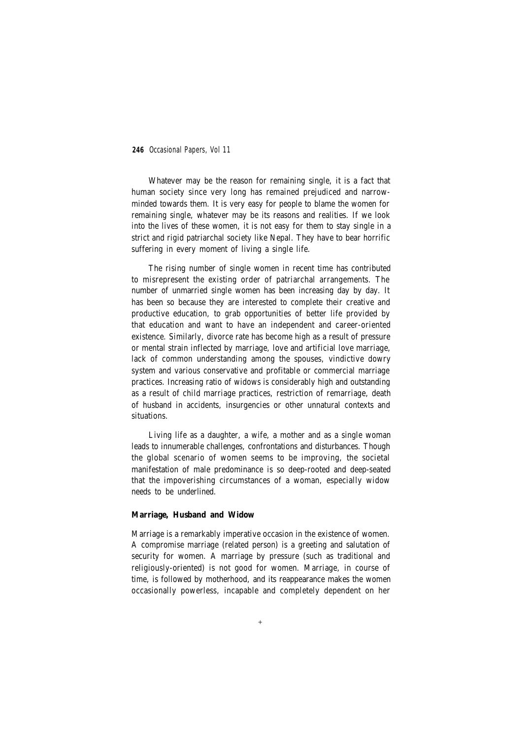Whatever may be the reason for remaining single, it is a fact that human society since very long has remained prejudiced and narrow-minded towards them. It is very easy for people to blame the women for remaining single, whatever may be its reasons and realities. If we look into the lives of these women, it is not easy for them to stay single in a strict and rigid patriarchal society like Nepal. They have to bear horrific suffering in every moment of living a single life.

The rising number of single women in recent time has contributed to misrepresent the existing order of patriarchal arrangements. The number of unmarried single women has been increasing day by day. It has been so because they are interested to complete their creative and productive education, to grab opportunities of better life provided by that education and want to have an independent and career-oriented existence. Similarly, divorce rate has become high as a result of pressure or mental strain inflected by marriage, love and artificial love marriage, lack of common understanding among the spouses, vindictive dowry system and various conservative and profitable or commercial marriage practices. Increasing ratio of widows is considerably high and outstanding as a result of child marriage practices, restriction of remarriage, death of husband in accidents, insurgencies or other unnatural contexts and situations.

Living life as a daughter, a wife, a mother and as a single woman leads to innumerable challenges, confrontations and disturbances. Though the global scenario of women seems to be improving, the societal manifestation of male predominance is so deep-rooted and deep-seated that the impoverishing circumstances of a woman, especially widow needs to be underlined.

## Marriage, Husband and Widow

Marriage is a remarkably imperative occasion in the existence of women. A compromise marriage (related person) is a greeting and salutation of security for women. A marriage by pressure (such as traditional and religiously-oriented) is not good for women. Marriage, in course of time, is followed by motherhood, and its reappearance makes the women occasionally powerless, incapable and completely dependent on her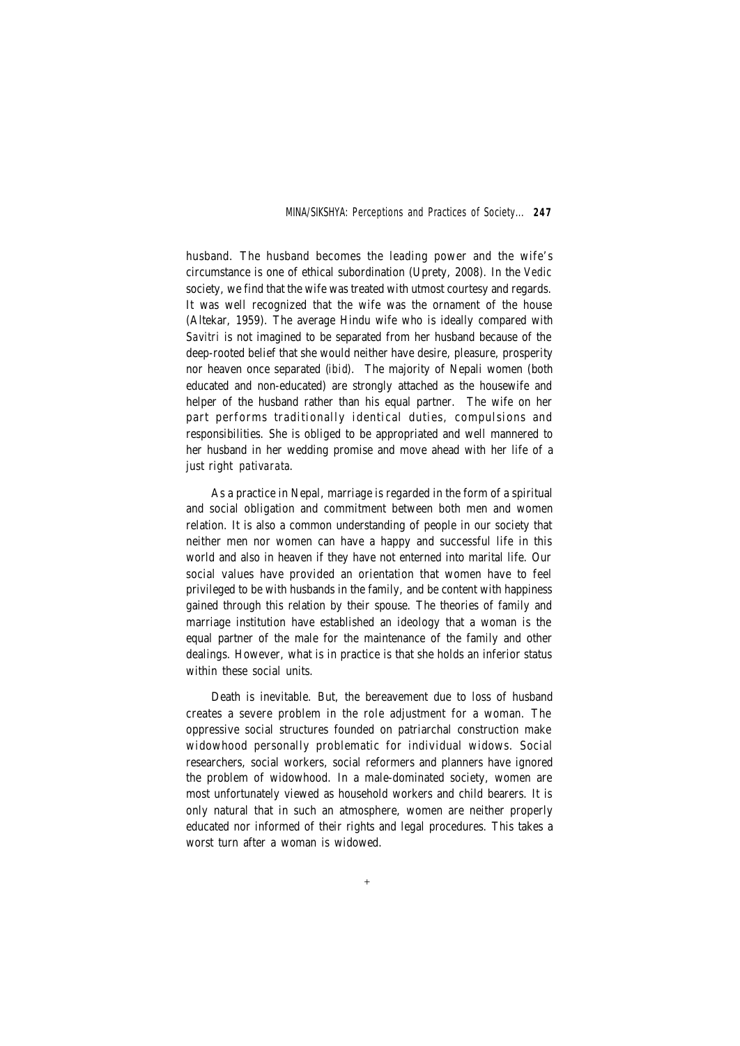husband. The husband becomes the leading power and the wife's circumstance is one of ethical subordination (Uprety, 2008). In the *Vedic* society, we find that the wife was treated with utmost courtesy and regards. It was well recognized that the wife was the ornament of the house (Altekar, 1959). The average Hindu wife who is ideally compared with *Savitri* is not imagined to be separated from her husband because of the deep-rooted belief that she would neither have desire, pleasure, prosperity nor heaven once separated (*ibid*). The majority of Nepali women (both educated and non-educated) are strongly attached as the housewife and helper of the husband rather than his equal partner. The wife on her part performs traditionally identical duties, compulsions and responsibilities. She is obliged to be appropriated and well mannered to her husband in her wedding promise and move ahead with her life of a just right *pativarata*.

As a practice in Nepal, marriage is regarded in the form of a spiritual and social obligation and commitment between both men and women relation. It is also a common understanding of people in our society that neither men nor women can have a happy and successful life in this world and also in heaven if they have not enterned into marital life. Our social values have provided an orientation that women have to feel privileged to be with husbands in the family, and be content with happiness gained through this relation by their spouse. The theories of family and marriage institution have established an ideology that a woman is the equal partner of the male for the maintenance of the family and other dealings. However, what is in practice is that she holds an inferior status within these social units.

Death is inevitable. But, the bereavement due to loss of husband creates a severe problem in the role adjustment for a woman. The oppressive social structures founded on patriarchal construction make widowhood personally problematic for individual widows. Social researchers, social workers, social reformers and planners have ignored the problem of widowhood. In a male-dominated society, women are most unfortunately viewed as household workers and child bearers. It is only natural that in such an atmosphere, women are neither properly educated nor informed of their rights and legal procedures. This takes a worst turn after a woman is widowed.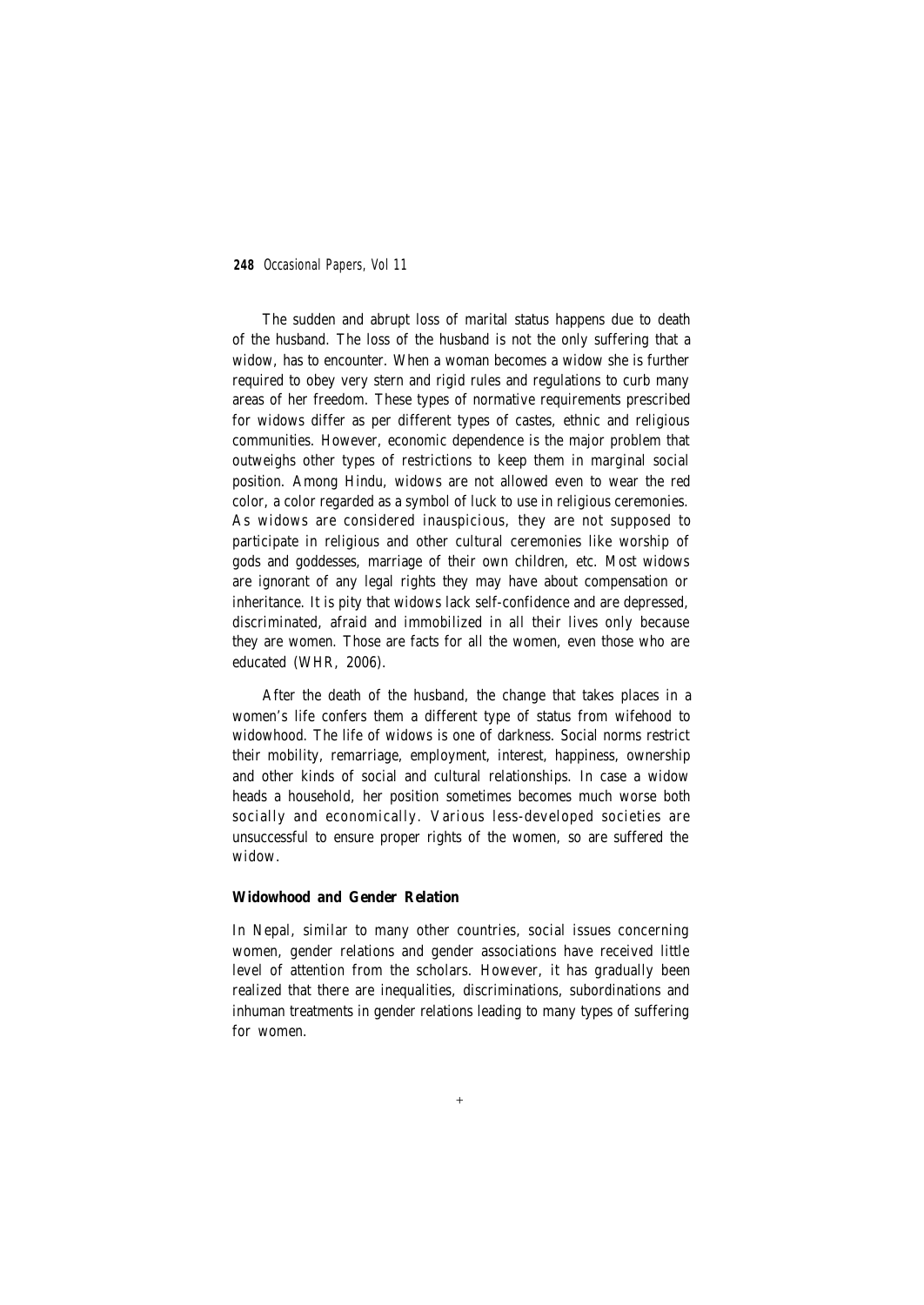The sudden and abrupt loss of marital status happens due to death of the husband. The loss of the husband is not the only suffering that a widow, has to encounter. When a woman becomes a widow she is further required to obey very stern and rigid rules and regulations to curb many areas of her freedom. These types of normative requirements prescribed for widows differ as per different types of castes, ethnic and religious communities. However, economic dependence is the major problem that outweighs other types of restrictions to keep them in marginal social position. Among Hindu, widows are not allowed even to wear the red color, a color regarded as a symbol of luck to use in religious ceremonies. As widows are considered inauspicious, they are not supposed to participate in religious and other cultural ceremonies like worship of gods and goddesses, marriage of their own children, etc. Most widows are ignorant of any legal rights they may have about compensation or inheritance. It is pity that widows lack self-confidence and are depressed, discriminated, afraid and immobilized in all their lives only because they are women. Those are facts for all the women, even those who are educated (WHR, 2006).

After the death of the husband, the change that takes places in a women's life confers them a different type of status from wifehood to widowhood. The life of widows is one of darkness. Social norms restrict their mobility, remarriage, employment, interest, happiness, ownership and other kinds of social and cultural relationships. In case a widow heads a household, her position sometimes becomes much worse both socially and economically. Various less-developed societies are unsuccessful to ensure proper rights of the women, so are suffered the widow.

**Widowhood and Gender Relation**

In Nepal, similar to many other countries, social issues concerning women, gender relations and gender associations have received little level of attention from the scholars. However, it has gradually been realized that there are inequalities, discriminations, subordinations and inhuman treatments in gender relations leading to many types of suffering for women.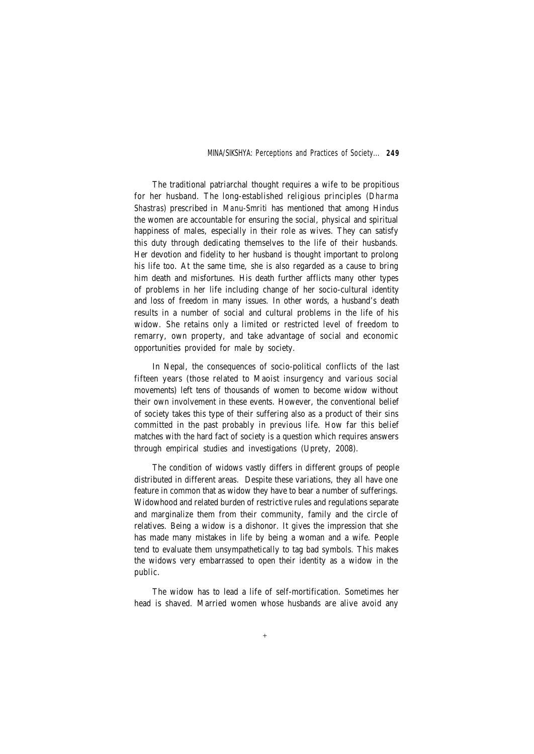The traditional patriarchal thought requires a wife to be propitious for her husband. The long-established religious principles (*Dharma Shastras*) prescribed in *Manu-Smriti* has mentioned that among Hindus the women are accountable for ensuring the social, physical and spiritual happiness of males, especially in their role as wives. They can satisfy this duty through dedicating themselves to the life of their husbands. Her devotion and fidelity to her husband is thought important to prolong his life too. At the same time, she is also regarded as a cause to bring him death and misfortunes. His death further afflicts many other types of problems in her life including change of her socio-cultural identity and loss of freedom in many issues. In other words, a husband's death results in a number of social and cultural problems in the life of his widow. She retains only a limited or restricted level of freedom to remarry, own property, and take advantage of social and economic opportunities provided for male by society.

In Nepal, the consequences of socio-political conflicts of the last fifteen years (those related to Maoist insurgency and various social movements) left tens of thousands of women to become widow without their own involvement in these events. However, the conventional belief of society takes this type of their suffering also as a product of their sins committed in the past probably in previous life. How far this belief matches with the hard fact of society is a question which requires answers through empirical studies and investigations (Uprety, 2008).

The condition of widows vastly differs in different groups of people distributed in different areas. Despite these variations, they all have one feature in common that as widow they have to bear a number of sufferings. Widowhood and related burden of restrictive rules and regulations separate and marginalize them from their community, family and the circle of relatives. Being a widow is a dishonor. It gives the impression that she has made many mistakes in life by being a woman and a wife. People tend to evaluate them unsympathetically to tag bad symbols. This makes the widows very embarrassed to open their identity as a widow in the public.

The widow has to lead a life of self-mortification. Sometimes her head is shaved. Married women whose husbands are alive avoid any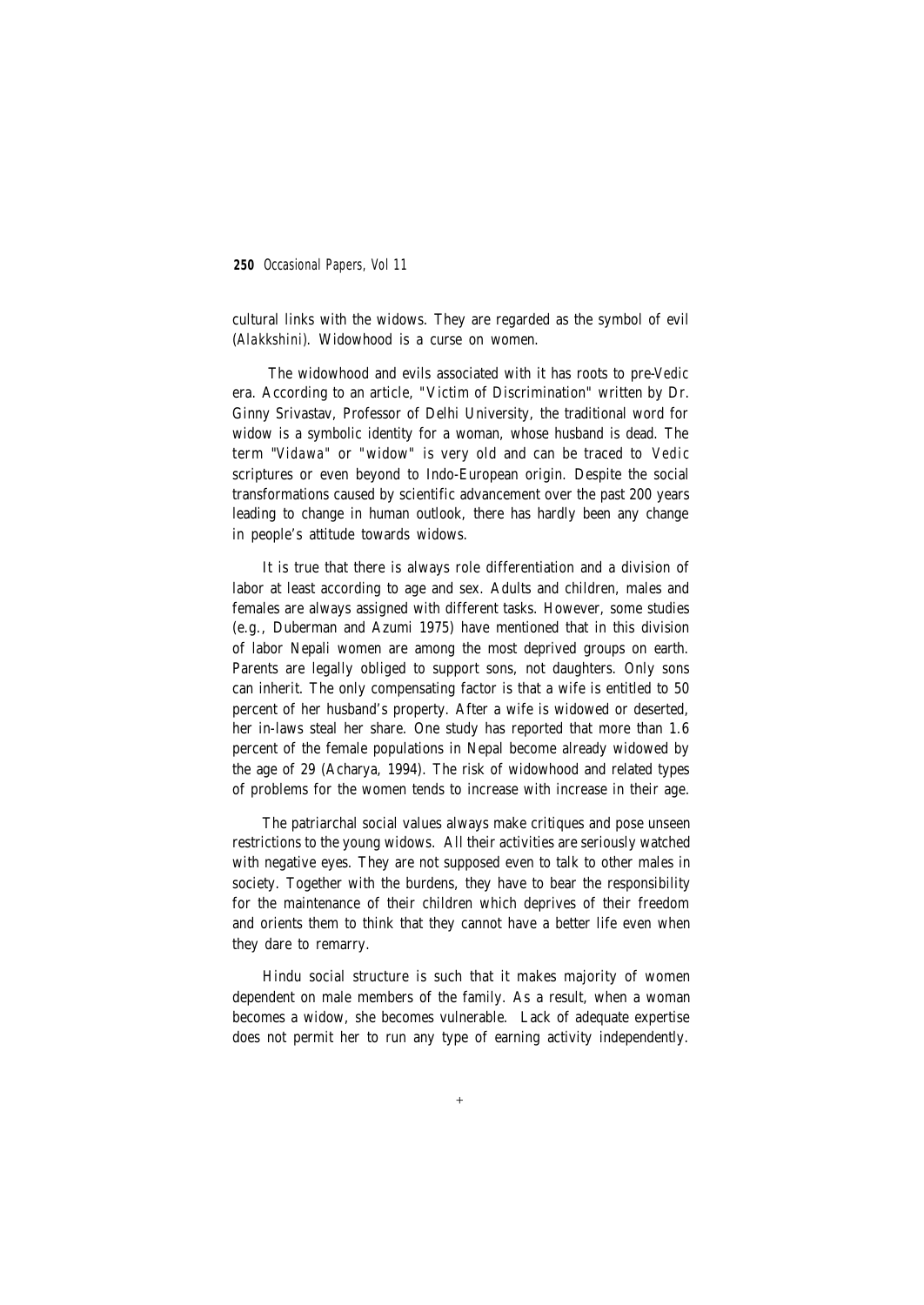cultural links with the widows. They are regarded as the symbol of evil (*Alakkshini*). Widowhood is a curse on women.

The widowhood and evils associated with it has roots to pre-*Vedic* era. According to an article, "Victim of Discrimination" written by Dr. Ginny Srivastav, Professor of Delhi University, the traditional word for widow is a symbolic identity for a woman, whose husband is dead. The term "*Vidawa*" or "widow" is very old and can be traced to *Vedic* scriptures or even beyond to Indo-European origin. Despite the social transformations caused by scientific advancement over the past 200 years leading to change in human outlook, there has hardly been any change in people's attitude towards widows.

It is true that there is always role differentiation and a division of labor at least according to age and sex. Adults and children, males and females are always assigned with different tasks. However, some studies (e.g., Duberman and Azumi 1975) have mentioned that in this division of labor Nepali women are among the most deprived groups on earth. Parents are legally obliged to support sons, not daughters. Only sons can inherit. The only compensating factor is that a wife is entitled to 50 percent of her husband's property. After a wife is widowed or deserted, her in-laws steal her share. One study has reported that more than 1.6 percent of the female populations in Nepal become already widowed by the age of 29 (Acharya, 1994). The risk of widowhood and related types of problems for the women tends to increase with increase in their age.

The patriarchal social values always make critiques and pose unseen restrictions to the young widows. All their activities are seriously watched with negative eyes. They are not supposed even to talk to other males in society. Together with the burdens, they have to bear the responsibility for the maintenance of their children which deprives of their freedom and orients them to think that they cannot have a better life even when they dare to remarry.

Hindu social structure is such that it makes majority of women dependent on male members of the family. As a result, when a woman becomes a widow, she becomes vulnerable. Lack of adequate expertise does not permit her to run any type of earning activity independently.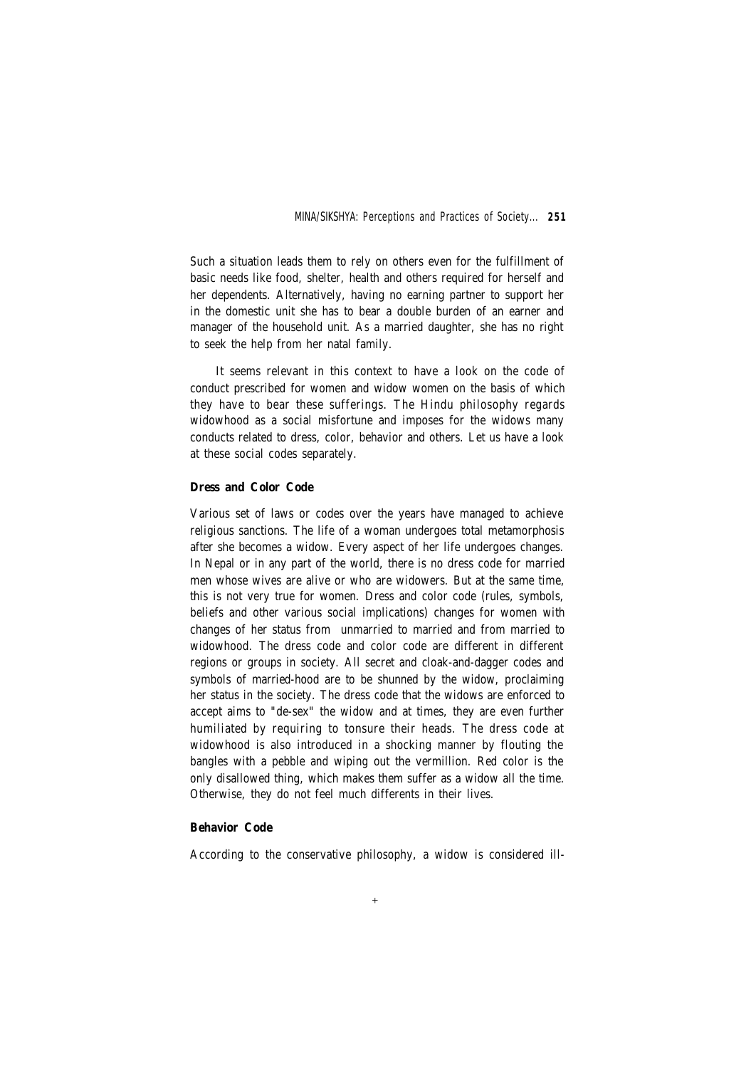Such a situation leads them to rely on others even for the fulfillment of basic needs like food, shelter, health and others required for herself and her dependents. Alternatively, having no earning partner to support her in the domestic unit she has to bear a double burden of an earner and manager of the household unit. As a married daughter, she has no right to seek the help from her natal family.

It seems relevant in this context to have a look on the code of conduct prescribed for women and widow women on the basis of which they have to bear these sufferings. The Hindu philosophy regards widowhood as a social misfortune and imposes for the widows many conducts related to dress, color, behavior and others. Let us have a look at these social codes separately.

**Dress and Color Code**

Various set of laws or codes over the years have managed to achieve religious sanctions. The life of a woman undergoes total metamorphosis after she becomes a widow. Every aspect of her life undergoes changes. In Nepal or in any part of the world, there is no dress code for married men whose wives are alive or who are widowers. But at the same time, this is not very true for women. Dress and color code (rules, symbols, beliefs and other various social implications) changes for women with changes of her status from unmarried to married and from married to widowhood. The dress code and color code are different in different regions or groups in society. All secret and cloak-and-dagger codes and symbols of married-hood are to be shunned by the widow, proclaiming her status in the society. The dress code that the widows are enforced to accept aims to "de-sex" the widow and at times, they are even further humiliated by requiring to tonsure their heads. The dress code at widowhood is also introduced in a shocking manner by flouting the bangles with a pebble and wiping out the vermillion. Red color is the only disallowed thing, which makes them suffer as a widow all the time. Otherwise, they do not feel much differents in their lives.

**Behavior Code**

According to the conservative philosophy, a widow is considered ill-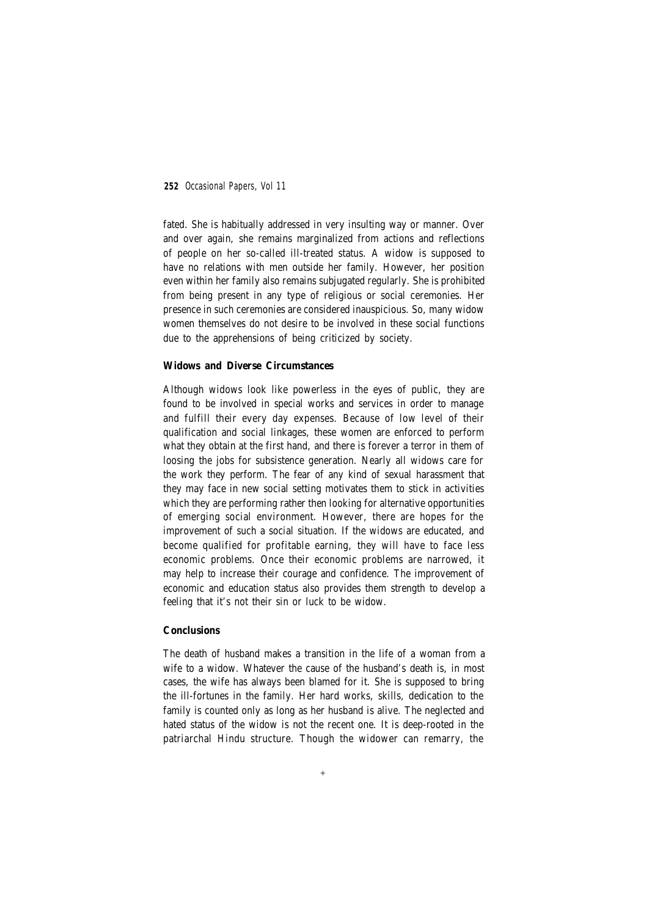fated. She is habitually addressed in very insulting way or manner. Over and over again, she remains marginalized from actions and reflections of people on her so-called ill-treated status. A widow is supposed to have no relations with men outside her family. However, her position even within her family also remains subjugated regularly. She is prohibited from being present in any type of religious or social ceremonies. Her presence in such ceremonies are considered inauspicious. So, many widow women themselves do not desire to be involved in these social functions due to the apprehensions of being criticized by society.

### Widows and Diverse Circumstances

Although widows look like powerless in the eyes of public, they are found to be involved in special works and services in order to manage and fulfill their every day expenses. Because of low level of their qualification and social linkages, these women are enforced to perform what they obtain at the first hand, and there is forever a terror in them of loosing the jobs for subsistence generation. Nearly all widows care for the work they perform. The fear of any kind of sexual harassment that they may face in new social setting motivates them to stick in activities which they are performing rather then looking for alternative opportunities of emerging social environment. However, there are hopes for the improvement of such a social situation. If the widows are educated, and become qualified for profitable earning, they will have to face less economic problems. Once their economic problems are narrowed, it may help to increase their courage and confidence. The improvement of economic and education status also provides them strength to develop a feeling that it's not their sin or luck to be widow.

### Conclusions

The death of husband makes a transition in the life of a woman from a wife to a widow. Whatever the cause of the husband's death is, in most cases, the wife has always been blamed for it. She is supposed to bring the ill-fortunes in the family. Her hard works, skills, dedication to the family is counted only as long as her husband is alive. The neglected and hated status of the widow is not the recent one. It is deep-rooted in the patriarchal Hindu structure. Though the widower can remarry, the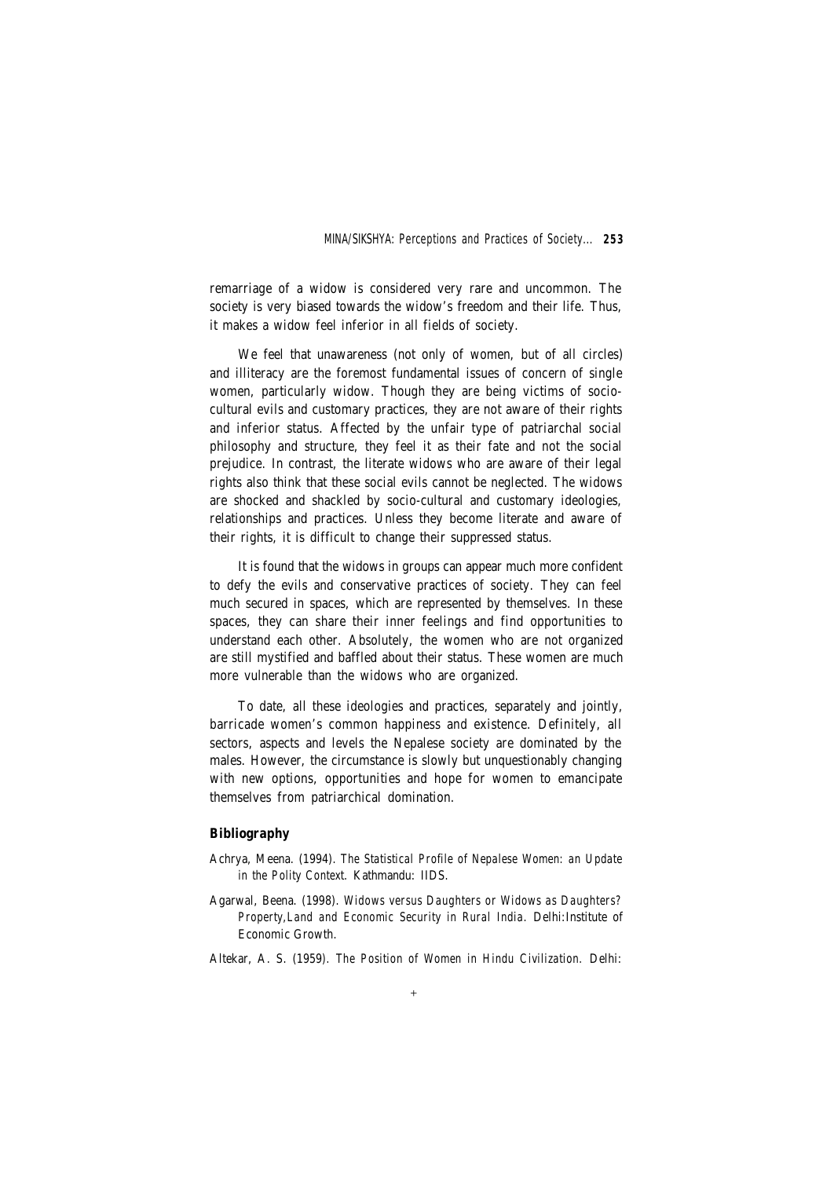remarriage of a widow is considered very rare and uncommon. The society is very biased towards the widow's freedom and their life. Thus, it makes a widow feel inferior in all fields of society.

We feel that unawareness (not only of women, but of all circles) and illiteracy are the foremost fundamental issues of concern of single women, particularly widow. Though they are being victims of socio-cultural evils and customary practices, they are not aware of their rights and inferior status. Affected by the unfair type of patriarchal social philosophy and structure, they feel it as their fate and not the social prejudice. In contrast, the literate widows who are aware of their legal rights also think that these social evils cannot be neglected. The widows are shocked and shackled by socio-cultural and customary ideologies, relationships and practices. Unless they become literate and aware of their rights, it is difficult to change their suppressed status.

It is found that the widows in groups can appear much more confident to defy the evils and conservative practices of society. They can feel much secured in spaces, which are represented by themselves. In these spaces, they can share their inner feelings and find opportunities to understand each other. Absolutely, the women who are not organized are still mystified and baffled about their status. These women are much more vulnerable than the widows who are organized.

To date, all these ideologies and practices, separately and jointly, barricade women's common happiness and existence. Definitely, all sectors, aspects and levels the Nepalese society are dominated by the males. However, the circumstance is slowly but unquestionably changing with new options, opportunities and hope for women to emancipate themselves from patriarchical domination.

## Bibliography

Achrya, Meena. (1994). *The Statistical Profile of Nepalese Women: an Update in the Polity Context*. Kathmandu: IIDS.

Agarwal, Beena. (1998). *Widows versus Daughters or Widows as Daughters? Property,Land and Economic Security in Rural India*. Delhi:Institute of Economic Growth.

Altekar, A. S. (1959). *The Position of Women in Hindu Civilization*. Delhi: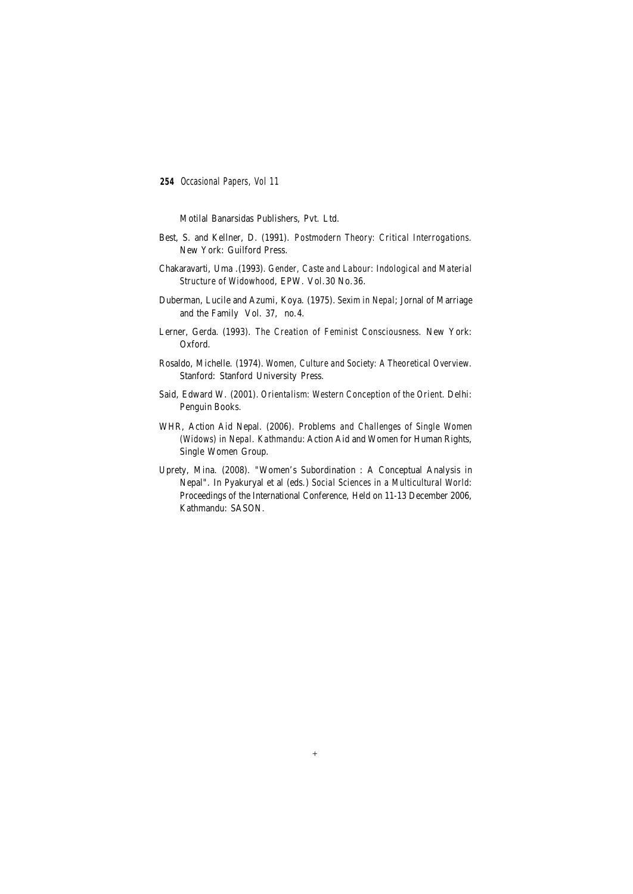Motilal Banarsidas Publishers, Pvt. Ltd.

Best, S. and Kellner, D. (1991). *Postmodern Theory: Critical Interrogations.* New York: Guilford Press.

Chakaravarti, Uma .(1993). *Gender, Caste and Labour: Indological and Material Structure of Widowhood*, EPW. Vol.30 No.36.

Duberman, Lucile and Azumi, Koya. (1975). *Sexim in Nepal*; Jornal of Marriage and the Family Vol. 37, no.4.

Lerner, Gerda. (1993). *The Creation of Feminist Consciousness.* New York: Oxford.

Rosaldo, Michelle. (1974). *Women, Culture and Society: A Theoretical Overview.* Stanford: Stanford University Press.

Said, Edward W. (2001). *Orientalism: Western Conception of the Orient.* Delhi: Penguin Books.

WHR, Action Aid Nepal. (2006). *Problems and Challenges of Single Women (Widows) in Nepal. Kathmandu*: Action Aid and Women for Human Rights, Single Women Group.

Uprety, Mina. (2008). "Women's Subordination : A Conceptual Analysis in Nepal". In Pyakuryal et al (eds.) *Social Sciences in a Multicultural World*: Proceedings of the International Conference, Held on 11-13 December 2006, Kathmandu: SASON.